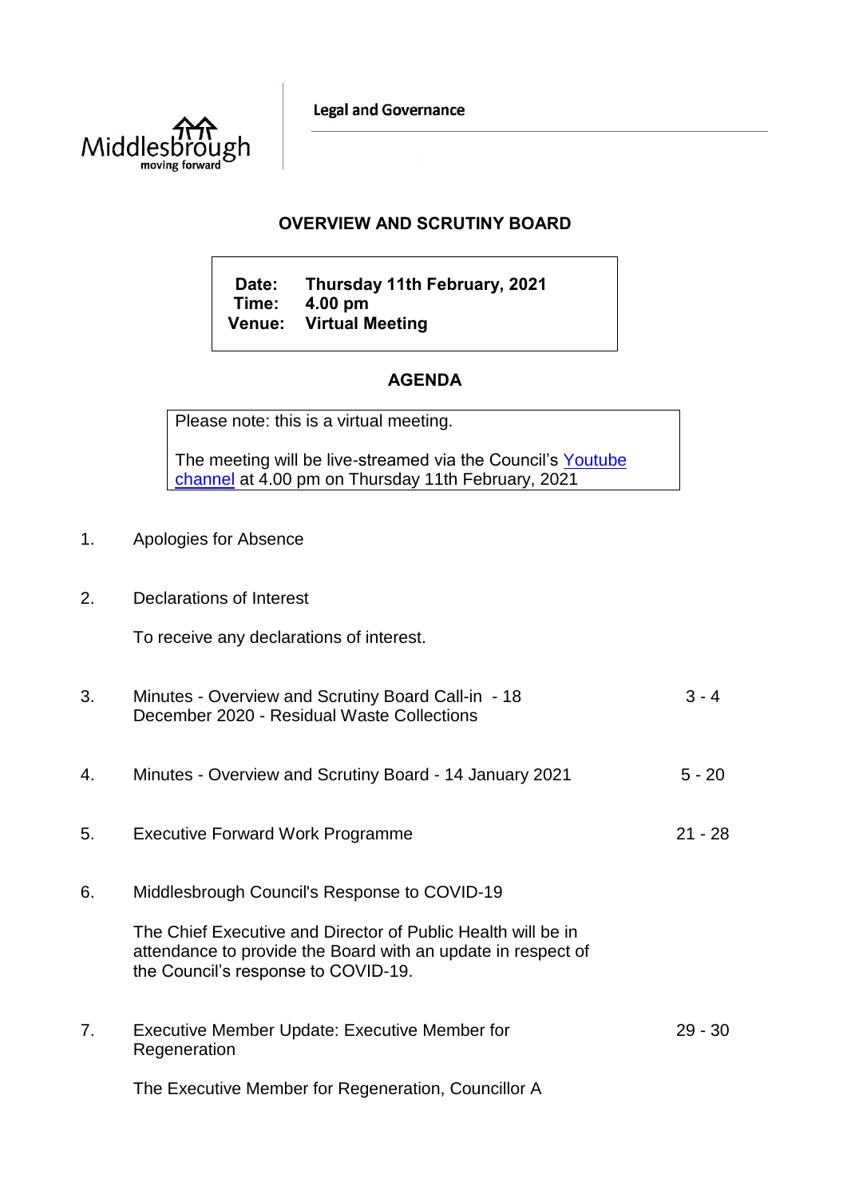Middlesbrough
moving forward

**Legal and Governance**

## OVERVIEW AND SCRUTINY BOARD

| | |
|---|---|
| **Date:** | **Thursday 11th February, 2021** |
| **Time:** | **4.00 pm** |
| **Venue:** | **Virtual Meeting** |

## AGENDA

Please note: this is a virtual meeting.

The meeting will be live-streamed via the Council's Youtube channel at 4.00 pm on Thursday 11th February, 2021

1. Apologies for Absence

2. Declarations of Interest

   To receive any declarations of interest.

3. Minutes - Overview and Scrutiny Board Call-in - 18 December 2020 - Residual Waste Collections — 3 - 4

4. Minutes - Overview and Scrutiny Board - 14 January 2021 — 5 - 20

5. Executive Forward Work Programme — 21 - 28

6. Middlesbrough Council's Response to COVID-19

   The Chief Executive and Director of Public Health will be in attendance to provide the Board with an update in respect of the Council's response to COVID-19.

7. Executive Member Update: Executive Member for Regeneration — 29 - 30

   The Executive Member for Regeneration, Councillor A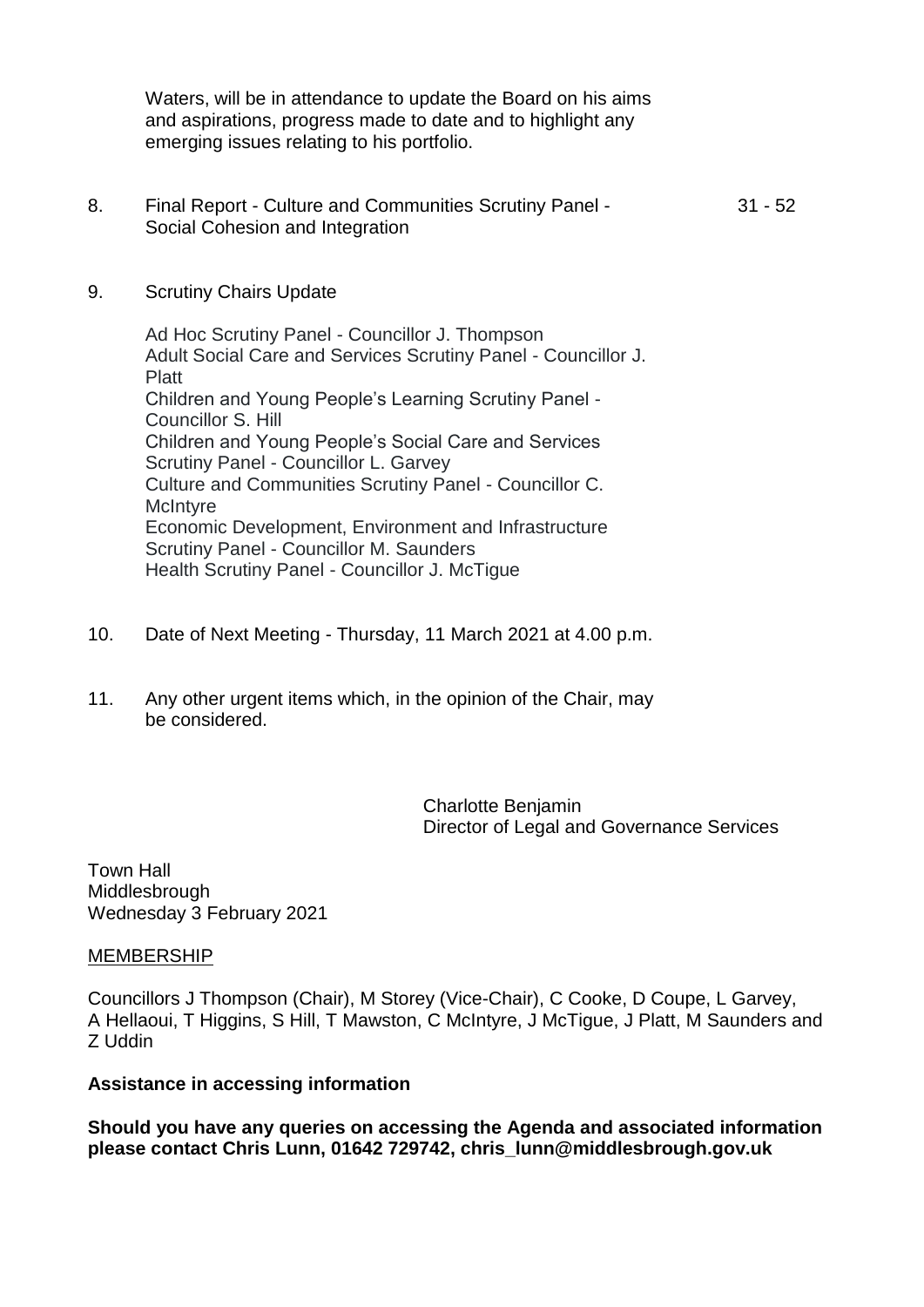Waters, will be in attendance to update the Board on his aims and aspirations, progress made to date and to highlight any emerging issues relating to his portfolio.

8. Final Report - Culture and Communities Scrutiny Panel - Social Cohesion and Integration — 31 - 52

9. Scrutiny Chairs Update

   Ad Hoc Scrutiny Panel - Councillor J. Thompson
   Adult Social Care and Services Scrutiny Panel - Councillor J. Platt
   Children and Young People's Learning Scrutiny Panel - Councillor S. Hill
   Children and Young People's Social Care and Services Scrutiny Panel - Councillor L. Garvey
   Culture and Communities Scrutiny Panel - Councillor C. McIntyre
   Economic Development, Environment and Infrastructure Scrutiny Panel - Councillor M. Saunders
   Health Scrutiny Panel - Councillor J. McTigue

10. Date of Next Meeting - Thursday, 11 March 2021 at 4.00 p.m.

11. Any other urgent items which, in the opinion of the Chair, may be considered.

Charlotte Benjamin
Director of Legal and Governance Services

Town Hall
Middlesbrough
Wednesday 3 February 2021

MEMBERSHIP

Councillors J Thompson (Chair), M Storey (Vice-Chair), C Cooke, D Coupe, L Garvey, A Hellaoui, T Higgins, S Hill, T Mawston, C McIntyre, J McTigue, J Platt, M Saunders and Z Uddin

**Assistance in accessing information**

**Should you have any queries on accessing the Agenda and associated information please contact Chris Lunn, 01642 729742, chris_lunn@middlesbrough.gov.uk**